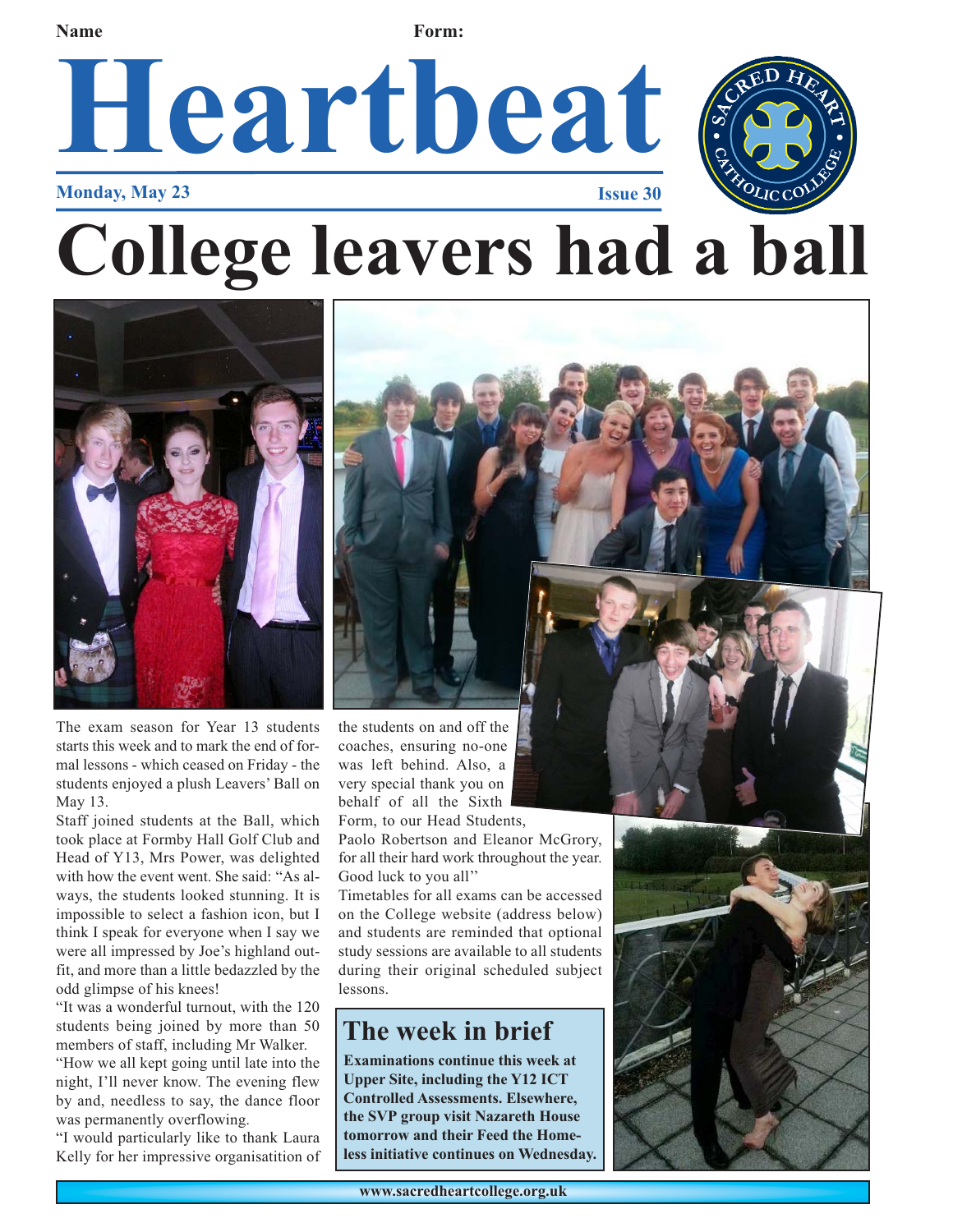Name Form:

# Heartbeat

**Monday, May 23** **Issue 30**

# College leavers had a ball

The exam season for Year 13 students starts this week and to mark the end of formal lessons - which ceased on Friday - the students enjoyed a plush Leavers' Ball on May 13.

Staff joined students at the Ball, which took place at Formby Hall Golf Club and Head of Y13, Mrs Power, was delighted with how the event went. She said: "As always, the students looked stunning. It is impossible to select a fashion icon, but I think I speak for everyone when I say we were all impressed by Joe's highland outfit, and more than a little bedazzled by the odd glimpse of his knees!

"It was a wonderful turnout, with the 120 students being joined by more than 50 members of staff, including Mr Walker.

"How we all kept going until late into the night, I'll never know. The evening flew by and, needless to say, the dance floor was permanently overflowing.

"I would particularly like to thank Laura Kelly for her impressive organisatition of the students on and off the coaches, ensuring no-one was left behind. Also, a very special thank you on behalf of all the Sixth Form, to our Head Students, Paolo Robertson and Eleanor McGrory, for all their hard work throughout the year. Good luck to you all''

Timetables for all exams can be accessed on the College website (address below) and students are reminded that optional study sessions are available to all students during their original scheduled subject lessons.

## The week in brief

**Examinations continue this week at Upper Site, including the Y12 ICT Controlled Assessments. Elsewhere, the SVP group visit Nazareth House tomorrow and their Feed the Homeless initiative continues on Wednesday.**

www.sacredheartcollege.org.uk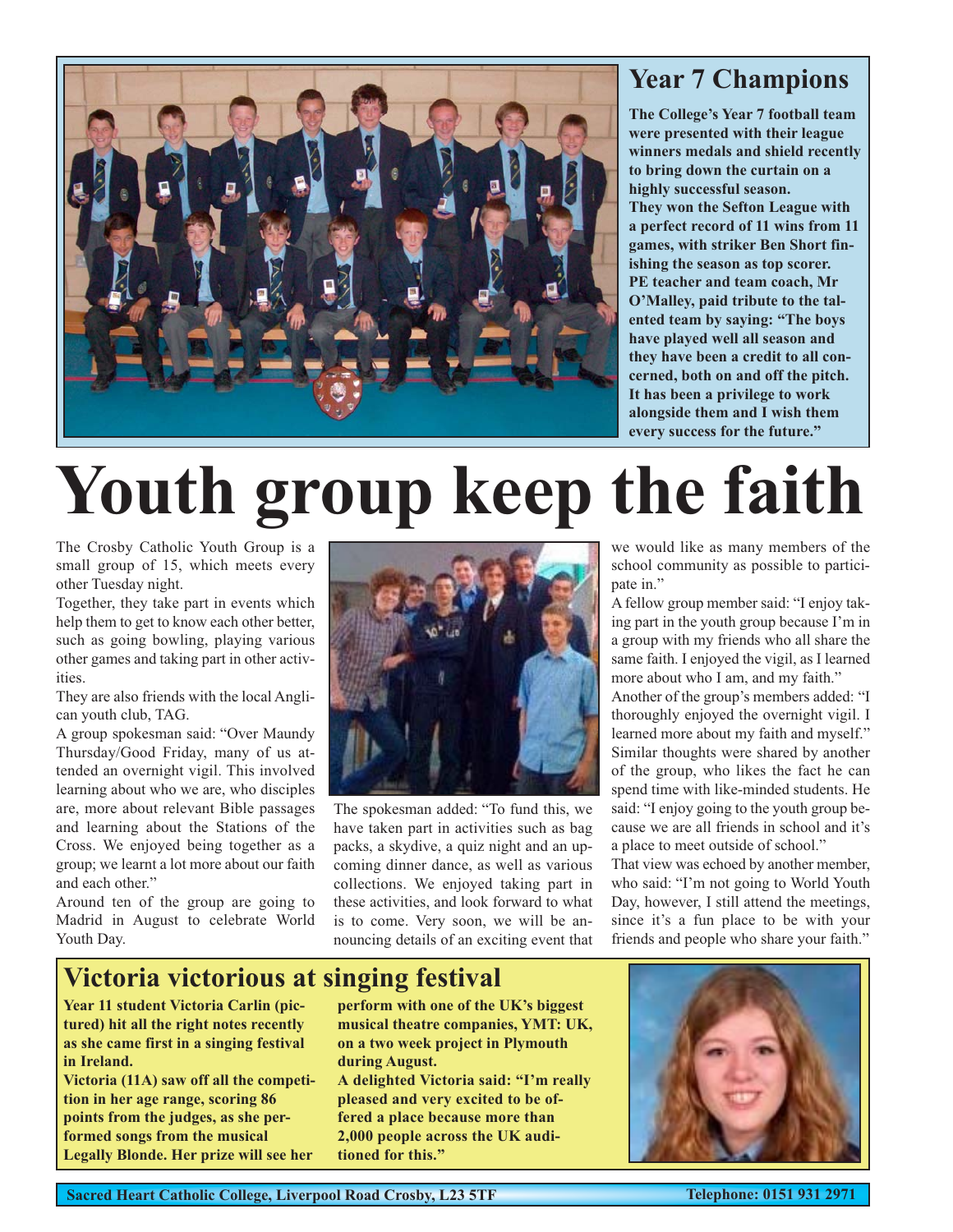## Year 7 Champions

**The College's Year 7 football team were presented with their league winners medals and shield recently to bring down the curtain on a highly successful season.**
**They won the Sefton League with a perfect record of 11 wins from 11 games, with striker Ben Short finishing the season as top scorer.**
**PE teacher and team coach, Mr O'Malley, paid tribute to the talented team by saying: "The boys have played well all season and they have been a credit to all concerned, both on and off the pitch. It has been a privilege to work alongside them and I wish them every success for the future."**

# Youth group keep the faith

The Crosby Catholic Youth Group is a small group of 15, which meets every other Tuesday night.

Together, they take part in events which help them to get to know each other better, such as going bowling, playing various other games and taking part in other activities.

They are also friends with the local Anglican youth club, TAG.

A group spokesman said: "Over Maundy Thursday/Good Friday, many of us attended an overnight vigil. This involved learning about who we are, who disciples are, more about relevant Bible passages and learning about the Stations of the Cross. We enjoyed being together as a group; we learnt a lot more about our faith and each other."

Around ten of the group are going to Madrid in August to celebrate World Youth Day.

The spokesman added: "To fund this, we have taken part in activities such as bag packs, a skydive, a quiz night and an upcoming dinner dance, as well as various collections. We enjoyed taking part in these activities, and look forward to what is to come. Very soon, we will be announcing details of an exciting event that we would like as many members of the school community as possible to participate in."

A fellow group member said: "I enjoy taking part in the youth group because I'm in a group with my friends who all share the same faith. I enjoyed the vigil, as I learned more about who I am, and my faith."

Another of the group's members added: "I thoroughly enjoyed the overnight vigil. I learned more about my faith and myself."

Similar thoughts were shared by another of the group, who likes the fact he can spend time with like-minded students. He said: "I enjoy going to the youth group because we are all friends in school and it's a place to meet outside of school."

That view was echoed by another member, who said: "I'm not going to World Youth Day, however, I still attend the meetings, since it's a fun place to be with your friends and people who share your faith."

## Victoria victorious at singing festival

**Year 11 student Victoria Carlin (pictured) hit all the right notes recently as she came first in a singing festival in Ireland.**
**Victoria (11A) saw off all the competition in her age range, scoring 86 points from the judges, as she performed songs from the musical Legally Blonde. Her prize will see her perform with one of the UK's biggest musical theatre companies, YMT: UK, on a two week project in Plymouth during August.**
**A delighted Victoria said: "I'm really pleased and very excited to be offered a place because more than 2,000 people across the UK auditioned for this."**

**Sacred Heart Catholic College, Liverpool Road Crosby, L23 5TF** **Telephone: 0151 931 2971**